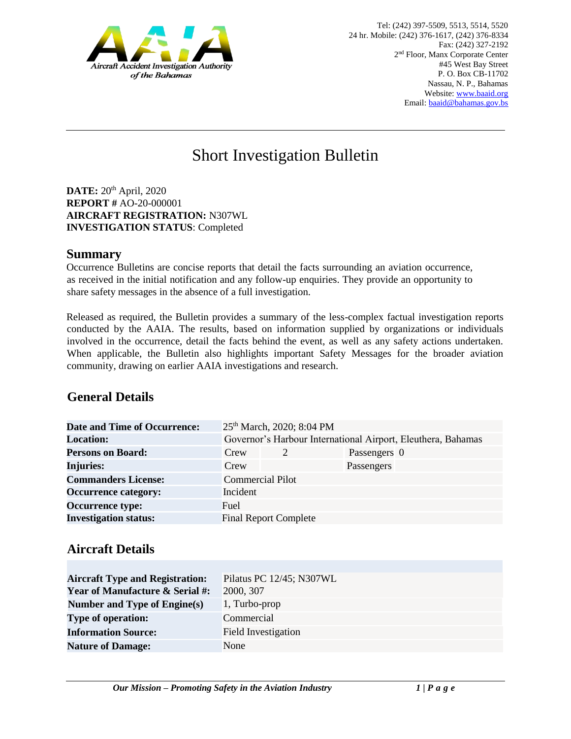Aircraft Accident Investigation Authority of the Bahamas

Tel: (242) 397-5509, 5513, 5514, 5520
24 hr. Mobile: (242) 376-1617, (242) 376-8334
Fax: (242) 327-2192
2nd Floor, Manx Corporate Center
#45 West Bay Street
P. O. Box CB-11702
Nassau, N. P., Bahamas
Website: www.baaid.org
Email: baaid@bahamas.gov.bs

# Short Investigation Bulletin

**DATE:** 20th April, 2020
**REPORT #** AO-20-000001
**AIRCRAFT REGISTRATION:** N307WL
**INVESTIGATION STATUS**: Completed

## Summary

Occurrence Bulletins are concise reports that detail the facts surrounding an aviation occurrence, as received in the initial notification and any follow-up enquiries. They provide an opportunity to share safety messages in the absence of a full investigation.

Released as required, the Bulletin provides a summary of the less-complex factual investigation reports conducted by the AAIA. The results, based on information supplied by organizations or individuals involved in the occurrence, detail the facts behind the event, as well as any safety actions undertaken. When applicable, the Bulletin also highlights important Safety Messages for the broader aviation community, drawing on earlier AAIA investigations and research.

## General Details

| | | | | |
|---|---|---|---|---|
| **Date and Time of Occurrence:** | 25th March, 2020; 8:04 PM | | | |
| **Location:** | Governor's Harbour International Airport, Eleuthera, Bahamas | | | |
| **Persons on Board:** | Crew | 2 | Passengers | 0 |
| **Injuries:** | Crew | | Passengers | |
| **Commanders License:** | Commercial Pilot | | | |
| **Occurrence category:** | Incident | | | |
| **Occurrence type:** | Fuel | | | |
| **Investigation status:** | Final Report Complete | | | |

## Aircraft Details

| | |
|---|---|
| **Aircraft Type and Registration:** | Pilatus PC 12/45; N307WL |
| **Year of Manufacture & Serial #:** | 2000, 307 |
| **Number and Type of Engine(s)** | 1, Turbo-prop |
| **Type of operation:** | Commercial |
| **Information Source:** | Field Investigation |
| **Nature of Damage:** | None |

*Our Mission – Promoting Safety in the Aviation Industry*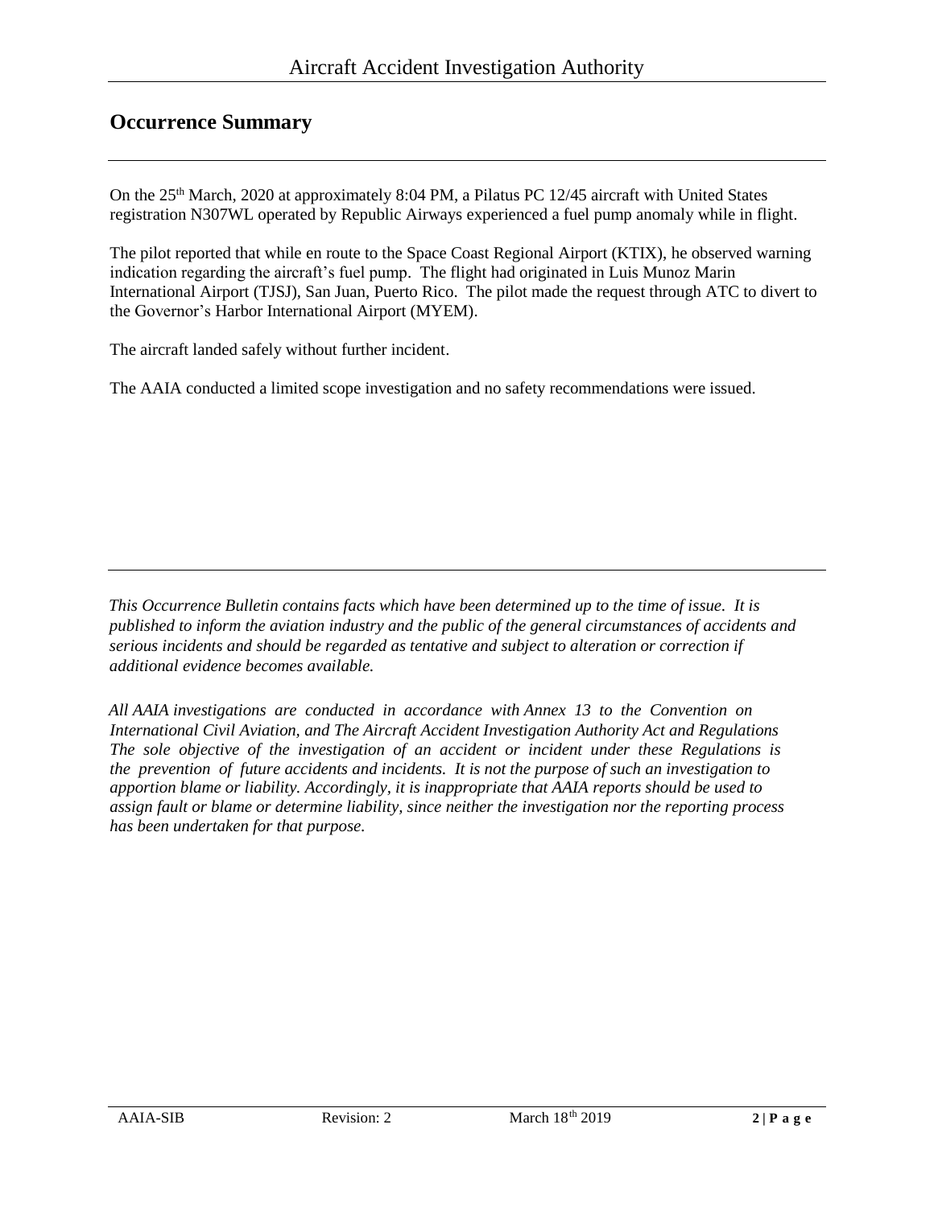## Occurrence Summary

On the 25th March, 2020 at approximately 8:04 PM, a Pilatus PC 12/45 aircraft with United States registration N307WL operated by Republic Airways experienced a fuel pump anomaly while in flight.

The pilot reported that while en route to the Space Coast Regional Airport (KTIX), he observed warning indication regarding the aircraft's fuel pump. The flight had originated in Luis Munoz Marin International Airport (TJSJ), San Juan, Puerto Rico. The pilot made the request through ATC to divert to the Governor's Harbor International Airport (MYEM).

The aircraft landed safely without further incident.

The AAIA conducted a limited scope investigation and no safety recommendations were issued.

---

*This Occurrence Bulletin contains facts which have been determined up to the time of issue. It is published to inform the aviation industry and the public of the general circumstances of accidents and serious incidents and should be regarded as tentative and subject to alteration or correction if additional evidence becomes available.*

*All AAIA investigations are conducted in accordance with Annex 13 to the Convention on International Civil Aviation, and The Aircraft Accident Investigation Authority Act and Regulations The sole objective of the investigation of an accident or incident under these Regulations is the prevention of future accidents and incidents. It is not the purpose of such an investigation to apportion blame or liability. Accordingly, it is inappropriate that AAIA reports should be used to assign fault or blame or determine liability, since neither the investigation nor the reporting process has been undertaken for that purpose.*